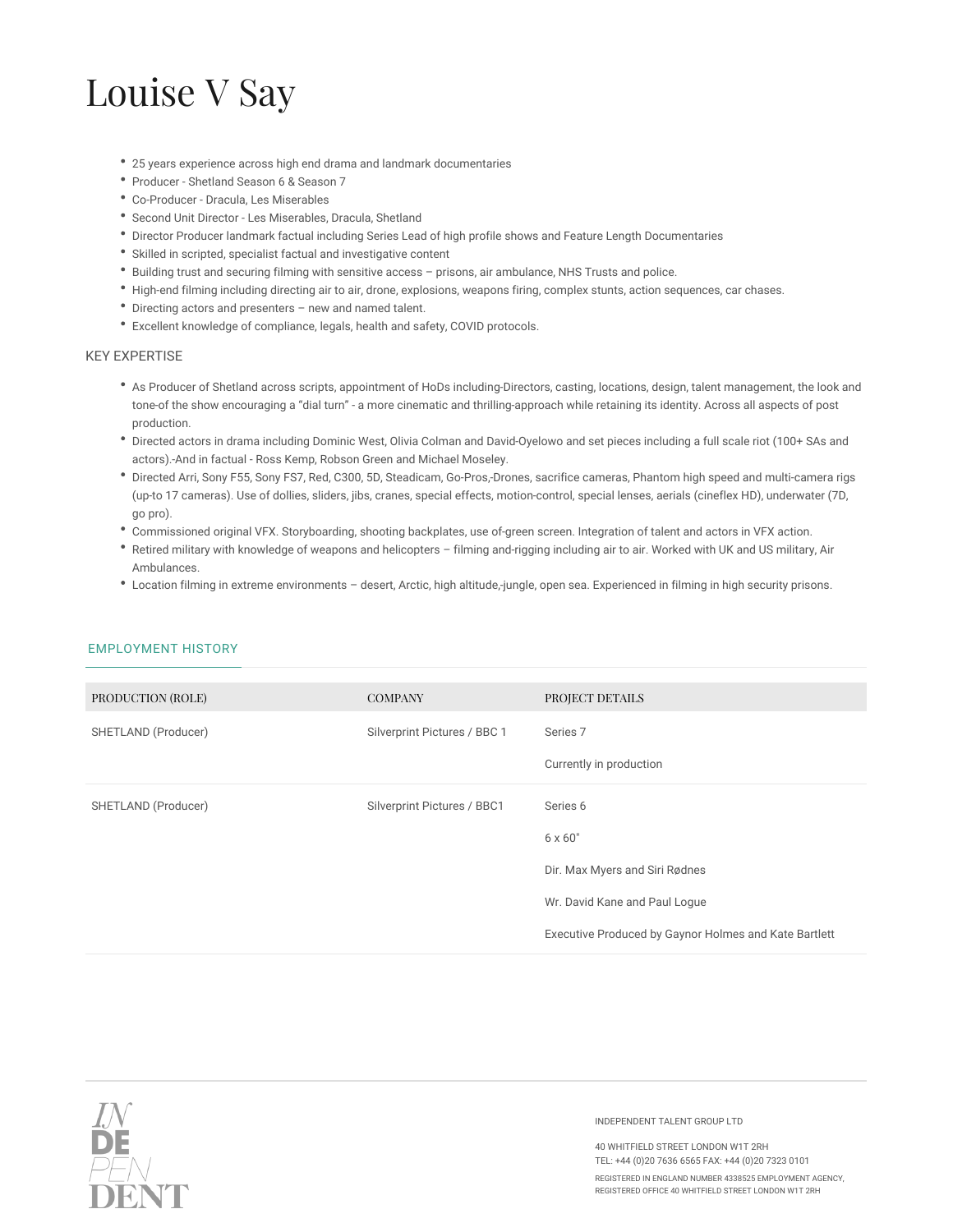# Louise V Say

- 25 years experience across high end drama and landmark documentaries
- Producer - Shetland Season 6 & Season 7
- Co-Producer - Dracula, Les Miserables
- Second Unit Director - Les Miserables, Dracula, Shetland
- Director Producer landmark factual including Series Lead of high profile shows and Feature Length Documentaries
- Skilled in scripted, specialist factual and investigative content
- Building trust and securing filming with sensitive access – prisons, air ambulance, NHS Trusts and police.
- High-end filming including directing air to air, drone, explosions, weapons firing, complex stunts, action sequences, car chases.
- Directing actors and presenters – new and named talent.
- Excellent knowledge of compliance, legals, health and safety, COVID protocols.

## KEY EXPERTISE

- As Producer of Shetland across scripts, appointment of HoDs including-Directors, casting, locations, design, talent management, the look and tone-of the show encouraging a "dial turn" - a more cinematic and thrilling-approach while retaining its identity. Across all aspects of post production.
- Directed actors in drama including Dominic West, Olivia Colman and David-Oyelowo and set pieces including a full scale riot (100+ SAs and actors).-And in factual - Ross Kemp, Robson Green and Michael Moseley.
- Directed Arri, Sony F55, Sony FS7, Red, C300, 5D, Steadicam, Go-Pros,-Drones, sacrifice cameras, Phantom high speed and multi-camera rigs (up-to 17 cameras). Use of dollies, sliders, jibs, cranes, special effects, motion-control, special lenses, aerials (cineflex HD), underwater (7D, go pro).
- Commissioned original VFX. Storyboarding, shooting backplates, use of-green screen. Integration of talent and actors in VFX action.
- Retired military with knowledge of weapons and helicopters – filming and-rigging including air to air. Worked with UK and US military, Air Ambulances.
- Location filming in extreme environments – desert, Arctic, high altitude,-jungle, open sea. Experienced in filming in high security prisons.

## EMPLOYMENT HISTORY

| PRODUCTION (ROLE) | COMPANY | PROJECT DETAILS |
|---|---|---|
| SHETLAND (Producer) | Silverprint Pictures / BBC 1 | Series 7<br><br>Currently in production |
| SHETLAND (Producer) | Silverprint Pictures / BBC1 | Series 6<br><br>6 x 60"<br><br>Dir. Max Myers and Siri Rødnes<br><br>Wr. David Kane and Paul Logue<br><br>Executive Produced by Gaynor Holmes and Kate Bartlett |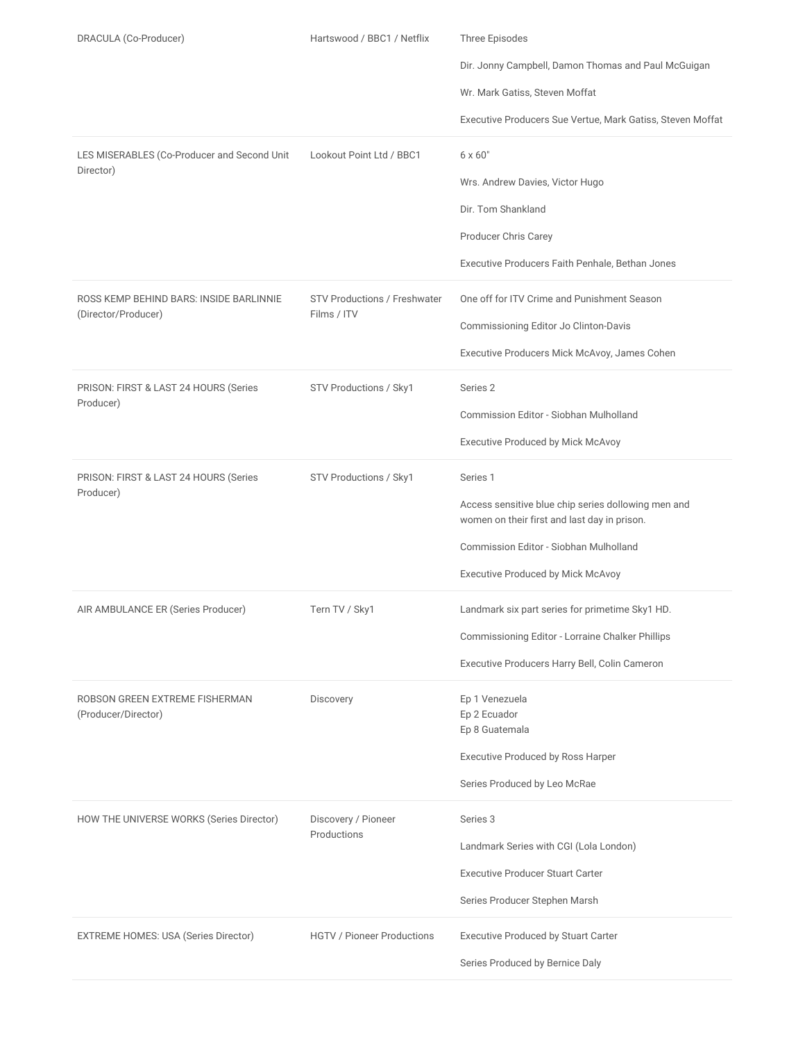| | | |
|---|---|---|
| DRACULA (Co-Producer) | Hartswood / BBC1 / Netflix | Three Episodes<br><br>Dir. Jonny Campbell, Damon Thomas and Paul McGuigan<br><br>Wr. Mark Gatiss, Steven Moffat<br><br>Executive Producers Sue Vertue, Mark Gatiss, Steven Moffat |
| LES MISERABLES (Co-Producer and Second Unit Director) | Lookout Point Ltd / BBC1 | 6 x 60"<br><br>Wrs. Andrew Davies, Victor Hugo<br><br>Dir. Tom Shankland<br><br>Producer Chris Carey<br><br>Executive Producers Faith Penhale, Bethan Jones |
| ROSS KEMP BEHIND BARS: INSIDE BARLINNIE (Director/Producer) | STV Productions / Freshwater Films / ITV | One off for ITV Crime and Punishment Season<br><br>Commissioning Editor Jo Clinton-Davis<br><br>Executive Producers Mick McAvoy, James Cohen |
| PRISON: FIRST & LAST 24 HOURS (Series Producer) | STV Productions / Sky1 | Series 2<br><br>Commission Editor - Siobhan Mulholland<br><br>Executive Produced by Mick McAvoy |
| PRISON: FIRST & LAST 24 HOURS (Series Producer) | STV Productions / Sky1 | Series 1<br><br>Access sensitive blue chip series dollowing men and women on their first and last day in prison.<br><br>Commission Editor - Siobhan Mulholland<br><br>Executive Produced by Mick McAvoy |
| AIR AMBULANCE ER (Series Producer) | Tern TV / Sky1 | Landmark six part series for primetime Sky1 HD.<br><br>Commissioning Editor - Lorraine Chalker Phillips<br><br>Executive Producers Harry Bell, Colin Cameron |
| ROBSON GREEN EXTREME FISHERMAN (Producer/Director) | Discovery | Ep 1 Venezuela<br>Ep 2 Ecuador<br>Ep 8 Guatemala<br><br>Executive Produced by Ross Harper<br><br>Series Produced by Leo McRae |
| HOW THE UNIVERSE WORKS (Series Director) | Discovery / Pioneer Productions | Series 3<br><br>Landmark Series with CGI (Lola London)<br><br>Executive Producer Stuart Carter<br><br>Series Producer Stephen Marsh |
| EXTREME HOMES: USA (Series Director) | HGTV / Pioneer Productions | Executive Produced by Stuart Carter<br><br>Series Produced by Bernice Daly |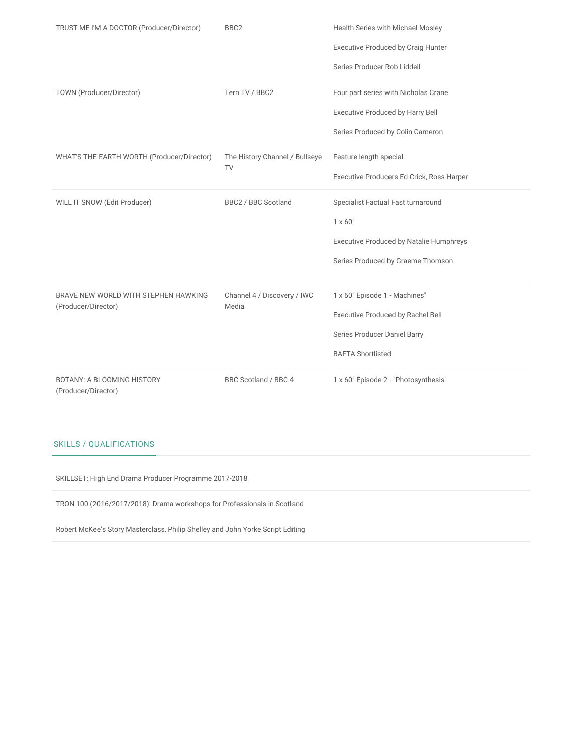| | | |
|---|---|---|
| TRUST ME I'M A DOCTOR (Producer/Director) | BBC2 | Health Series with Michael Mosley<br>Executive Produced by Craig Hunter<br>Series Producer Rob Liddell |
| TOWN (Producer/Director) | Tern TV / BBC2 | Four part series with Nicholas Crane<br>Executive Produced by Harry Bell<br>Series Produced by Colin Cameron |
| WHAT'S THE EARTH WORTH (Producer/Director) | The History Channel / Bullseye TV | Feature length special<br>Executive Producers Ed Crick, Ross Harper |
| WILL IT SNOW (Edit Producer) | BBC2 / BBC Scotland | Specialist Factual Fast turnaround<br>1 x 60"<br>Executive Produced by Natalie Humphreys<br>Series Produced by Graeme Thomson |
| BRAVE NEW WORLD WITH STEPHEN HAWKING (Producer/Director) | Channel 4 / Discovery / IWC Media | 1 x 60" Episode 1 - Machines"<br>Executive Produced by Rachel Bell<br>Series Producer Daniel Barry<br>BAFTA Shortlisted |
| BOTANY: A BLOOMING HISTORY (Producer/Director) | BBC Scotland / BBC 4 | 1 x 60" Episode 2 - "Photosynthesis" |

## SKILLS / QUALIFICATIONS

SKILLSET: High End Drama Producer Programme 2017-2018

TRON 100 (2016/2017/2018): Drama workshops for Professionals in Scotland

Robert McKee's Story Masterclass, Philip Shelley and John Yorke Script Editing